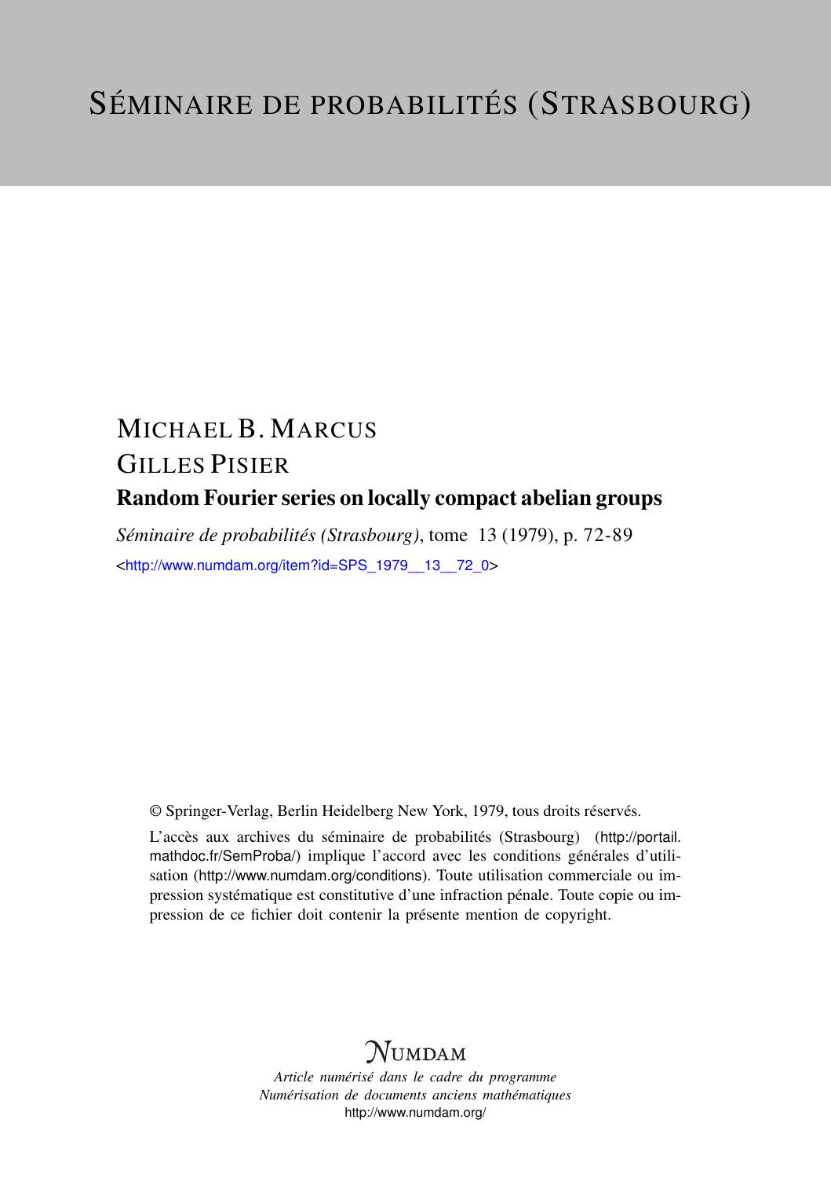# SÉMINAIRE DE PROBABILITÉS (STRASBOURG)

MICHAEL B. MARCUS

GILLES PISIER

## Random Fourier series on locally compact abelian groups

*Séminaire de probabilités (Strasbourg)*, tome 13 (1979), p. 72-89

<http://www.numdam.org/item?id=SPS_1979__13__72_0>

© Springer-Verlag, Berlin Heidelberg New York, 1979, tous droits réservés.

L'accès aux archives du séminaire de probabilités (Strasbourg) (http://portail.mathdoc.fr/SemProba/) implique l'accord avec les conditions générales d'utilisation (http://www.numdam.org/conditions). Toute utilisation commerciale ou impression systématique est constitutive d'une infraction pénale. Toute copie ou impression de ce fichier doit contenir la présente mention de copyright.

NUMDAM

*Article numérisé dans le cadre du programme*
*Numérisation de documents anciens mathématiques*
http://www.numdam.org/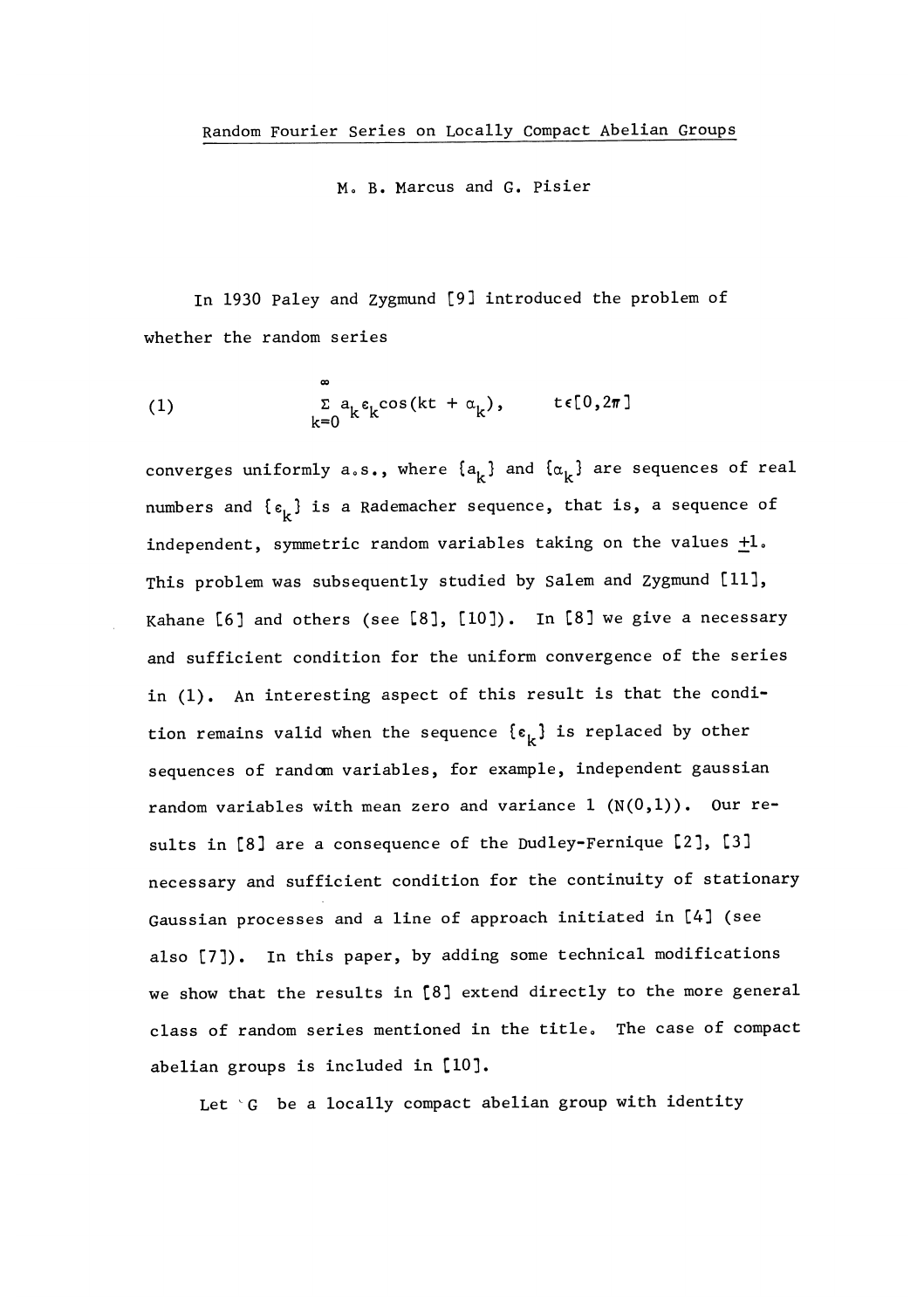## Random Fourier Series on Locally Compact Abelian Groups

M. B. Marcus and G. Pisier

In 1930 Paley and Zygmund [9] introduced the problem of whether the random series

$$\text{(1)} \qquad \sum_{k=0}^{\infty} a_k \varepsilon_k \cos(kt + \alpha_k), \qquad t \in [0, 2\pi]$$

converges uniformly a.s., where $\{a_k\}$ and $\{\alpha_k\}$ are sequences of real numbers and $\{\varepsilon_k\}$ is a Rademacher sequence, that is, a sequence of independent, symmetric random variables taking on the values $\pm 1$. This problem was subsequently studied by Salem and Zygmund [11], Kahane [6] and others (see [8], [10]). In [8] we give a necessary and sufficient condition for the uniform convergence of the series in (1). An interesting aspect of this result is that the condition remains valid when the sequence $\{\varepsilon_k\}$ is replaced by other sequences of random variables, for example, independent gaussian random variables with mean zero and variance 1 ($N(0,1)$). Our results in [8] are a consequence of the Dudley-Fernique [2], [3] necessary and sufficient condition for the continuity of stationary Gaussian processes and a line of approach initiated in [4] (see also [7]). In this paper, by adding some technical modifications we show that the results in [8] extend directly to the more general class of random series mentioned in the title. The case of compact abelian groups is included in [10].

Let $G$ be a locally compact abelian group with identity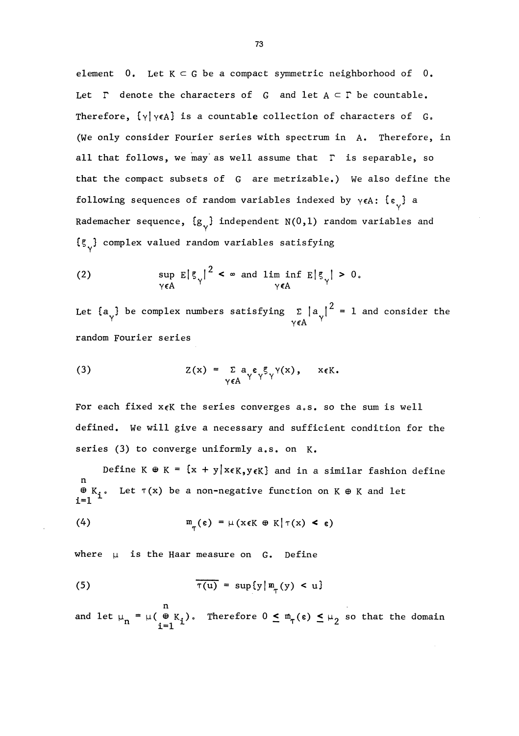element $0$. Let $K \subset G$ be a compact symmetric neighborhood of $0$. Let $\Gamma$ denote the characters of $G$ and let $A \subset \Gamma$ be countable. Therefore, $\{\gamma | \gamma \epsilon A\}$ is a countable collection of characters of $G$. (We only consider Fourier series with spectrum in $A$. Therefore, in all that follows, we may as well assume that $\Gamma$ is separable, so that the compact subsets of $G$ are metrizable.) We also define the following sequences of random variables indexed by $\gamma \epsilon A$: $\{\varepsilon_\gamma\}$ a Rademacher sequence, $\{g_\gamma\}$ independent $N(0,1)$ random variables and $\{\xi_\gamma\}$ complex valued random variables satisfying

$$\sup_{\gamma \epsilon A} E|\xi_\gamma|^2 < \infty \text{ and } \liminf_{\gamma \epsilon A} E|\xi_\gamma| > 0. \tag{2}$$

Let $\{a_\gamma\}$ be complex numbers satisfying $\sum_{\gamma \epsilon A} |a_\gamma|^2 = 1$ and consider the random Fourier series

$$Z(x) = \sum_{\gamma \epsilon A} a_\gamma \varepsilon_\gamma \xi_\gamma \gamma(x), \quad x \epsilon K. \tag{3}$$

For each fixed $x \epsilon K$ the series converges a.s. so the sum is well defined. We will give a necessary and sufficient condition for the series (3) to converge uniformly a.s. on $K$.

Define $K \oplus K = \{x + y | x \epsilon K, y \epsilon K\}$ and in a similar fashion define $\overset{n}{\underset{i=1}{\oplus}} K_i$. Let $\tau(x)$ be a non-negative function on $K \oplus K$ and let

$$m_\tau(\varepsilon) = \mu(x \epsilon K \oplus K | \tau(x) < \varepsilon) \tag{4}$$

where $\mu$ is the Haar measure on $G$. Define

$$\overline{\tau(u)} = \sup\{y | m_\tau(y) < u\} \tag{5}$$

and let $\mu_n = \mu(\overset{n}{\underset{i=1}{\oplus}} K_i)$. Therefore $0 \le m_\tau(\varepsilon) \le \mu_2$ so that the domain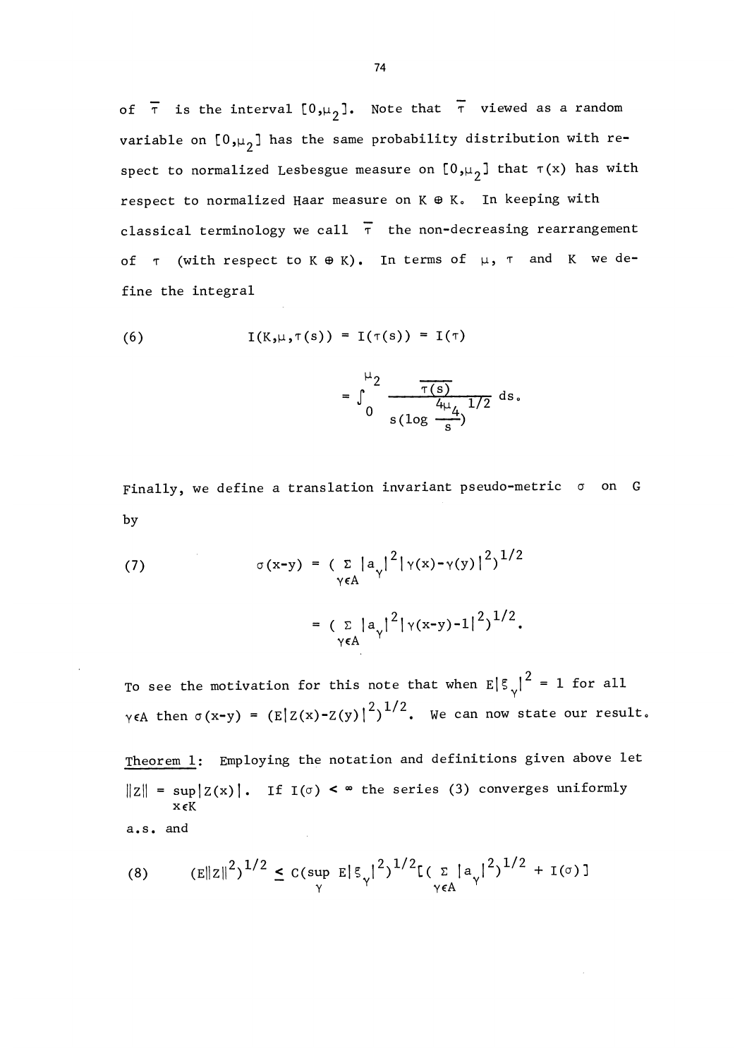of $\overline{\tau}$ is the interval $[0,\mu_2]$. Note that $\overline{\tau}$ viewed as a random variable on $[0,\mu_2]$ has the same probability distribution with respect to normalized Lesbesgue measure on $[0,\mu_2]$ that $\tau(x)$ has with respect to normalized Haar measure on $K \oplus K$. In keeping with classical terminology we call $\overline{\tau}$ the non-decreasing rearrangement of $\tau$ (with respect to $K \oplus K$). In terms of $\mu$, $\tau$ and $K$ we define the integral

$$
(6) \qquad I(K,\mu,\tau(s)) = I(\tau(s)) = I(\tau)
$$

$$
= \int_0^{\mu_2} \frac{\overline{\tau(s)}}{s(\log \frac{4\mu_4}{s})^{1/2}} \, ds.
$$

Finally, we define a translation invariant pseudo-metric $\sigma$ on $G$ by

$$
(7) \qquad \sigma(x-y) = \Big( \sum_{\gamma \in A} |a_\gamma|^2 |\gamma(x)-\gamma(y)|^2 \Big)^{1/2}
$$

$$
= \Big( \sum_{\gamma \in A} |a_\gamma|^2 |\gamma(x-y)-1|^2 \Big)^{1/2}.
$$

To see the motivation for this note that when $E|\xi_\gamma|^2 = 1$ for all $\gamma \in A$ then $\sigma(x-y) = (E|Z(x)-Z(y)|^2)^{1/2}$. We can now state our result.

Theorem 1: Employing the notation and definitions given above let $\|Z\| = \sup_{x \in K} |Z(x)|$. If $I(\sigma) < \infty$ the series (3) converges uniformly a.s. and

$$
(8) \qquad (E\|Z\|^2)^{1/2} \leq C(\sup_\gamma E|\xi_\gamma|^2)^{1/2} \Big[ \Big( \sum_{\gamma \in A} |a_\gamma|^2 \Big)^{1/2} + I(\sigma) \Big]
$$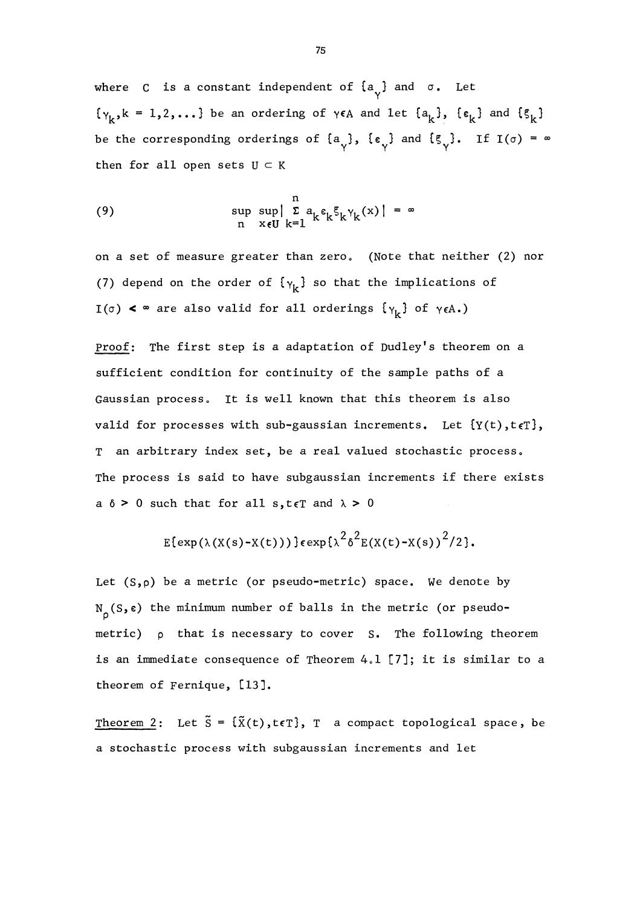where $C$ is a constant independent of $\{a_\gamma\}$ and $\sigma$. Let $\{\gamma_k, k = 1,2,\ldots\}$ be an ordering of $\gamma \epsilon A$ and let $\{a_k\}$, $\{\epsilon_k\}$ and $\{\xi_k\}$ be the corresponding orderings of $\{a_\gamma\}$, $\{\epsilon_\gamma\}$ and $\{\xi_\gamma\}$. If $I(\sigma) = \infty$ then for all open sets $U \subset K$

$$\sup_n \sup_{x \epsilon U} \left| \sum_{k=1}^{n} a_k \epsilon_k \xi_k \gamma_k(x) \right| = \infty \tag{9}$$

on a set of measure greater than zero. (Note that neither (2) nor (7) depend on the order of $\{\gamma_k\}$ so that the implications of $I(\sigma) < \infty$ are also valid for all orderings $\{\gamma_k\}$ of $\gamma \epsilon A$.)

Proof: The first step is a adaptation of Dudley's theorem on a sufficient condition for continuity of the sample paths of a Gaussian process. It is well known that this theorem is also valid for processes with sub-gaussian increments. Let $\{Y(t), t \epsilon T\}$, $T$ an arbitrary index set, be a real valued stochastic process. The process is said to have subgaussian increments if there exists a $\delta > 0$ such that for all $s,t \epsilon T$ and $\lambda > 0$

$$E\{\exp(\lambda(X(s)-X(t)))\} \epsilon \exp\{\lambda^2 \delta^2 E(X(t)-X(s))^2/2\}.$$

Let $(S,\rho)$ be a metric (or pseudo-metric) space. We denote by $N_\rho(S,\epsilon)$ the minimum number of balls in the metric (or pseudo-metric) $\rho$ that is necessary to cover $S$. The following theorem is an immediate consequence of Theorem 4.1 [7]; it is similar to a theorem of Fernique, [13].

Theorem 2: Let $\tilde{S} = \{\tilde{X}(t), t \epsilon T\}$, $T$ a compact topological space, be a stochastic process with subgaussian increments and let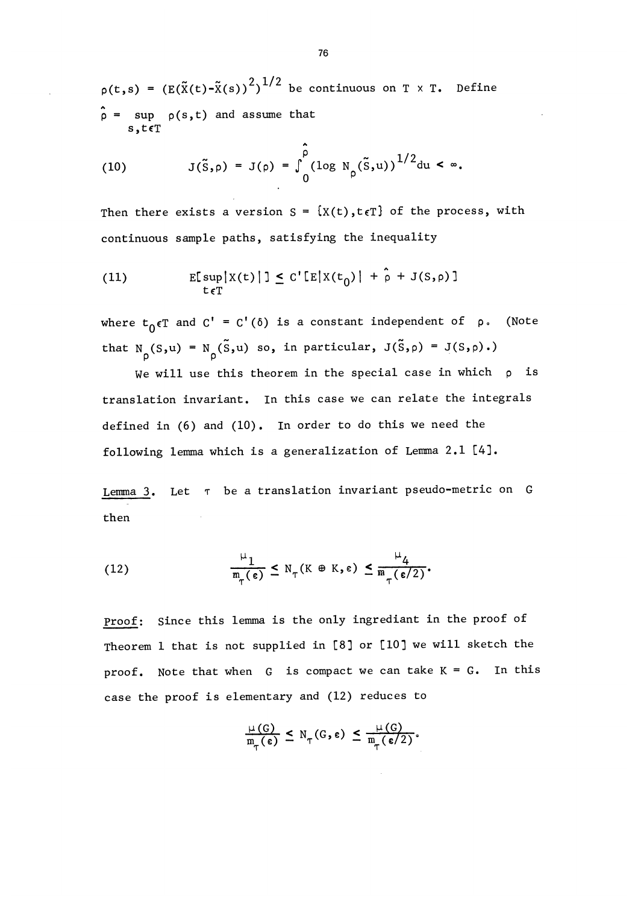$\rho(t,s) = (E(\tilde{X}(t)-\tilde{X}(s))^2)^{1/2}$ be continuous on $T \times T$. Define $\hat{\rho} = \sup_{s,t\in T} \rho(s,t)$ and assume that

$$(10) \qquad J(\tilde{S},\rho) = J(\rho) = \int_0^{\hat{\rho}} (\log N_\rho(\tilde{S},u))^{1/2} du < \infty.$$

Then there exists a version $S = \{X(t), t\in T\}$ of the process, with continuous sample paths, satisfying the inequality

$$(11) \qquad E[\sup_{t\in T}|X(t)|] \leq C'[E|X(t_0)| + \hat{\rho} + J(S,\rho)]$$

where $t_0 \in T$ and $C' = C'(\delta)$ is a constant independent of $\rho$. (Note that $N_\rho(S,u) = N_\rho(\tilde{S},u)$ so, in particular, $J(\tilde{S},\rho) = J(S,\rho)$.)

We will use this theorem in the special case in which $\rho$ is translation invariant. In this case we can relate the integrals defined in (6) and (10). In order to do this we need the following lemma which is a generalization of Lemma 2.1 [4].

Lemma 3. Let $\tau$ be a translation invariant pseudo-metric on $G$ then

$$(12) \qquad \frac{\mu_1}{m_\tau(\varepsilon)} \leq N_\tau(K \oplus K, \varepsilon) \leq \frac{\mu_4}{m_\tau(\varepsilon/2)}.$$

Proof: Since this lemma is the only ingrediant in the proof of Theorem 1 that is not supplied in [8] or [10] we will sketch the proof. Note that when $G$ is compact we can take $K = G$. In this case the proof is elementary and (12) reduces to

$$\frac{\mu(G)}{m_\tau(\varepsilon)} \leq N_\tau(G,\varepsilon) \leq \frac{\mu(G)}{m_\tau(\varepsilon/2)}.$$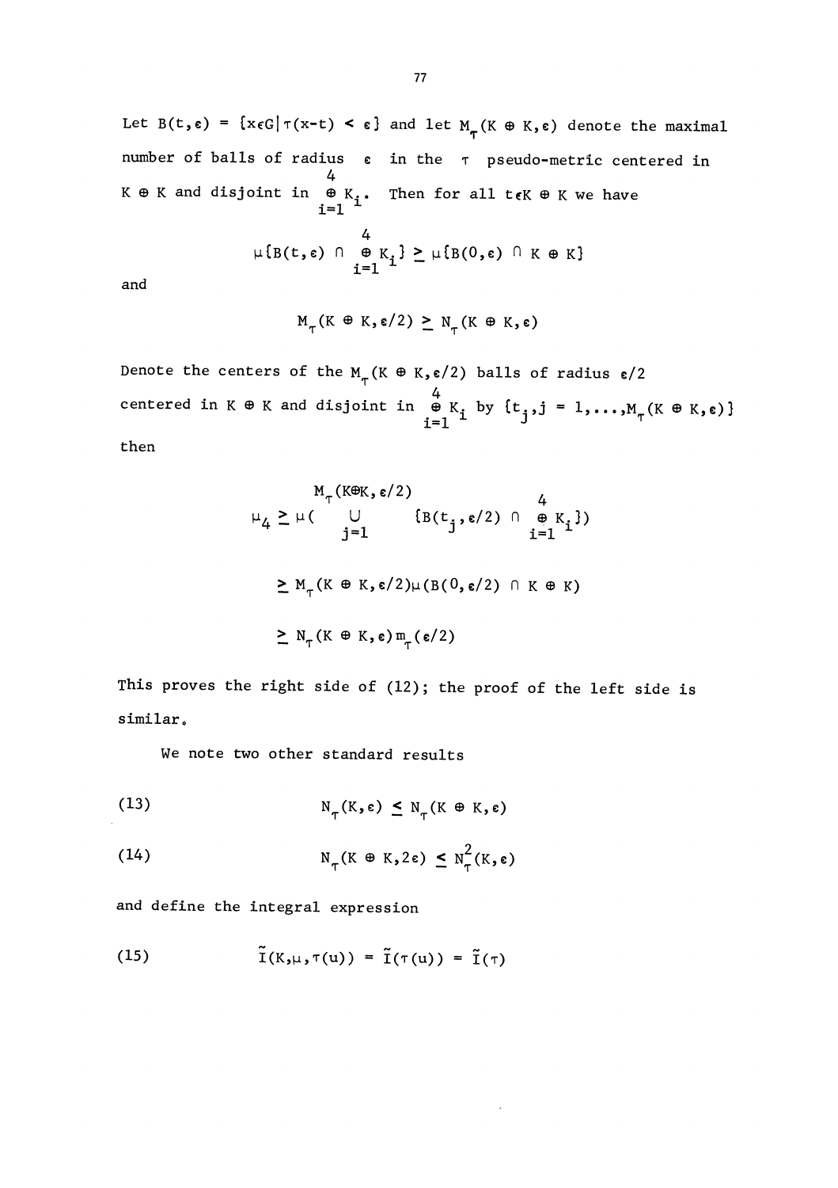Let $B(t,\varepsilon) = \{x \in G \mid \tau(x-t) < \varepsilon\}$ and let $M_\tau(K \oplus K, \varepsilon)$ denote the maximal number of balls of radius $\varepsilon$ in the $\tau$ pseudo-metric centered in $K \oplus K$ and disjoint in $\overset{4}{\underset{i=1}{\oplus}} K_i$. Then for all $t \in K \oplus K$ we have

$$\mu\{B(t,\varepsilon) \cap \overset{4}{\underset{i=1}{\oplus}} K_i\} \geq \mu\{B(0,\varepsilon) \cap K \oplus K\}$$

and

$$M_\tau(K \oplus K, \varepsilon/2) \geq N_\tau(K \oplus K, \varepsilon)$$

Denote the centers of the $M_\tau(K \oplus K, \varepsilon/2)$ balls of radius $\varepsilon/2$ centered in $K \oplus K$ and disjoint in $\overset{4}{\underset{i=1}{\oplus}} K_i$ by $\{t_j, j = 1, \ldots, M_\tau(K \oplus K, \varepsilon)\}$ then

$$\begin{aligned}
\mu_4 &\geq \mu\Big( \bigcup_{j=1}^{M_\tau(K\oplus K, \varepsilon/2)} \{B(t_j, \varepsilon/2) \cap \overset{4}{\underset{i=1}{\oplus}} K_i\}\Big) \\
&\geq M_\tau(K \oplus K, \varepsilon/2)\mu(B(0,\varepsilon/2) \cap K \oplus K) \\
&\geq N_\tau(K \oplus K, \varepsilon) m_\tau(\varepsilon/2)
\end{aligned}$$

This proves the right side of (12); the proof of the left side is similar.

We note two other standard results

$$N_\tau(K,\varepsilon) \leq N_\tau(K \oplus K, \varepsilon) \tag{13}$$

$$N_\tau(K \oplus K, 2\varepsilon) \leq N_\tau^2(K,\varepsilon) \tag{14}$$

and define the integral expression

$$\tilde{I}(K,\mu,\tau(u)) = \tilde{I}(\tau(u)) = \tilde{I}(\tau) \tag{15}$$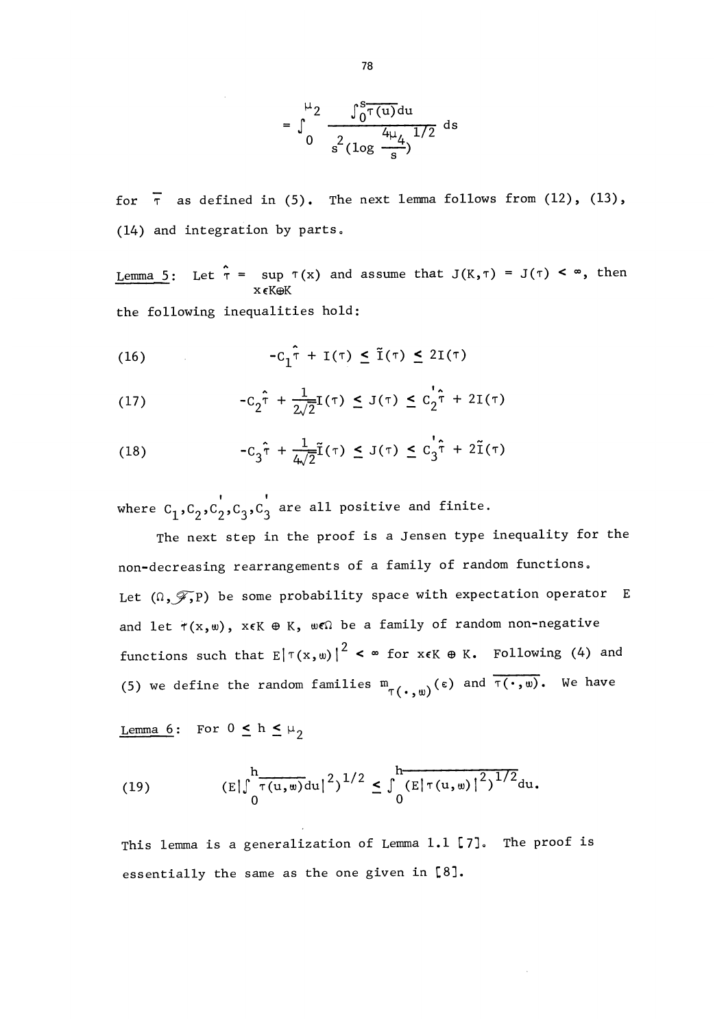$$= \int_0^{\mu_2} \frac{\int_0^s \overline{\tau(u)}du}{s^2(\log \frac{4\mu_4}{s})^{1/2}} ds$$

for $\overline{\tau}$ as defined in (5). The next lemma follows from (12), (13), (14) and integration by parts.

Lemma 5: Let $\hat{\tau} = \sup_{x \in K \oplus K} \tau(x)$ and assume that $J(K,\tau) = J(\tau) < \infty$, then the following inequalities hold:

$$(16) \qquad -C_1\hat{\tau} + I(\tau) \leq \tilde{I}(\tau) \leq 2I(\tau)$$

$$(17) \qquad -C_2\hat{\tau} + \frac{1}{2\sqrt{2}}I(\tau) \leq J(\tau) \leq C_2'\hat{\tau} + 2I(\tau)$$

$$(18) \qquad -C_3\hat{\tau} + \frac{1}{4\sqrt{2}}\tilde{I}(\tau) \leq J(\tau) \leq C_3'\hat{\tau} + 2\tilde{I}(\tau)$$

where $C_1, C_2, C_2', C_3, C_3'$ are all positive and finite.

The next step in the proof is a Jensen type inequality for the non-decreasing rearrangements of a family of random functions. Let $(\Omega, \mathcal{F}, P)$ be some probability space with expectation operator E and let $\tau(x,\omega)$, $x \in K \oplus K$, $\omega \in \Omega$ be a family of random non-negative functions such that $E|\tau(x,\omega)|^2 < \infty$ for $x \in K \oplus K$. Following (4) and (5) we define the random families $m_{\tau(\cdot,\omega)}(\varepsilon)$ and $\overline{\tau(\cdot,\omega)}$. We have

Lemma 6: For $0 \leq h \leq \mu_2$

$$(19) \qquad (E|\int_0^h \overline{\tau(u,\omega)}du|^2)^{1/2} \leq \int_0^h \overline{(E|\tau(u,\omega)|^2)^{1/2}}du.$$

This lemma is a generalization of Lemma 1.1 [7]. The proof is essentially the same as the one given in [8].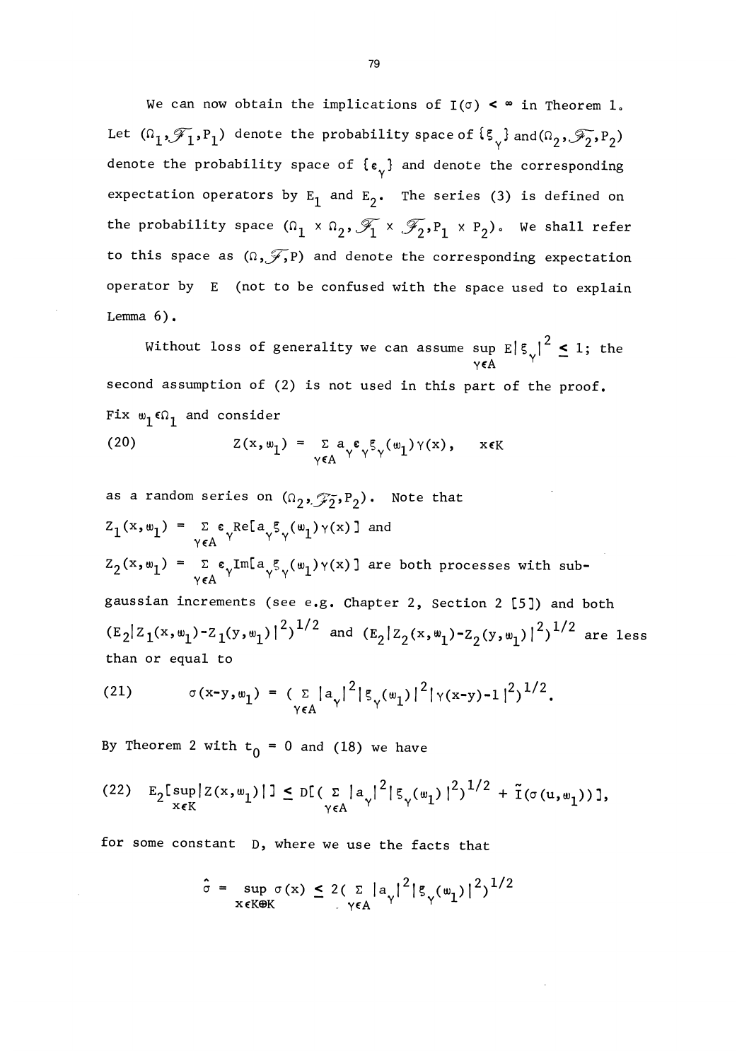We can now obtain the implications of $I(\sigma) < \infty$ in Theorem 1. Let $(\Omega_1, \mathscr{F}_1, P_1)$ denote the probability space of $\{\xi_\gamma\}$ and $(\Omega_2, \mathscr{F}_2, P_2)$ denote the probability space of $\{\varepsilon_\gamma\}$ and denote the corresponding expectation operators by $E_1$ and $E_2$. The series (3) is defined on the probability space $(\Omega_1 \times \Omega_2, \mathscr{F}_1 \times \mathscr{F}_2, P_1 \times P_2)$. We shall refer to this space as $(\Omega, \mathscr{F}, P)$ and denote the corresponding expectation operator by $E$ (not to be confused with the space used to explain Lemma 6).

Without loss of generality we can assume $\sup_{\gamma \in A} E|\xi_\gamma|^2 \leq 1$; the second assumption of (2) is not used in this part of the proof. Fix $\omega_1 \in \Omega_1$ and consider

$$(20) \qquad Z(x, \omega_1) = \sum_{\gamma \in A} a_\gamma \varepsilon_\gamma \xi_\gamma(\omega_1) \gamma(x), \qquad x \in K$$

as a random series on $(\Omega_2, \mathscr{F}_2, P_2)$. Note that $Z_1(x, \omega_1) = \sum_{\gamma \in A} \varepsilon_\gamma \mathrm{Re}[a_\gamma \xi_\gamma(\omega_1) \gamma(x)]$ and $Z_2(x, \omega_1) = \sum_{\gamma \in A} \varepsilon_\gamma \mathrm{Im}[a_\gamma \xi_\gamma(\omega_1) \gamma(x)]$ are both processes with sub-gaussian increments (see e.g. Chapter 2, Section 2 [5]) and both $(E_2|Z_1(x, \omega_1) - Z_1(y, \omega_1)|^2)^{1/2}$ and $(E_2|Z_2(x, \omega_1) - Z_2(y, \omega_1)|^2)^{1/2}$ are less than or equal to

$$(21) \qquad \sigma(x-y, \omega_1) = \left(\sum_{\gamma \in A} |a_\gamma|^2 |\xi_\gamma(\omega_1)|^2 |\gamma(x-y) - 1|^2\right)^{1/2}.$$

By Theorem 2 with $t_0 = 0$ and (18) we have

$$(22) \quad E_2[\sup_{x \in K} |Z(x, \omega_1)|] \leq D\left[\left(\sum_{\gamma \in A} |a_\gamma|^2 |\xi_\gamma(\omega_1)|^2\right)^{1/2} + \tilde{I}(\sigma(u, \omega_1))\right],$$

for some constant $D$, where we use the facts that

$$\hat{\sigma} = \sup_{x \in K \oplus K} \sigma(x) \leq 2\left(\sum_{\gamma \in A} |a_\gamma|^2 |\xi_\gamma(\omega_1)|^2\right)^{1/2}$$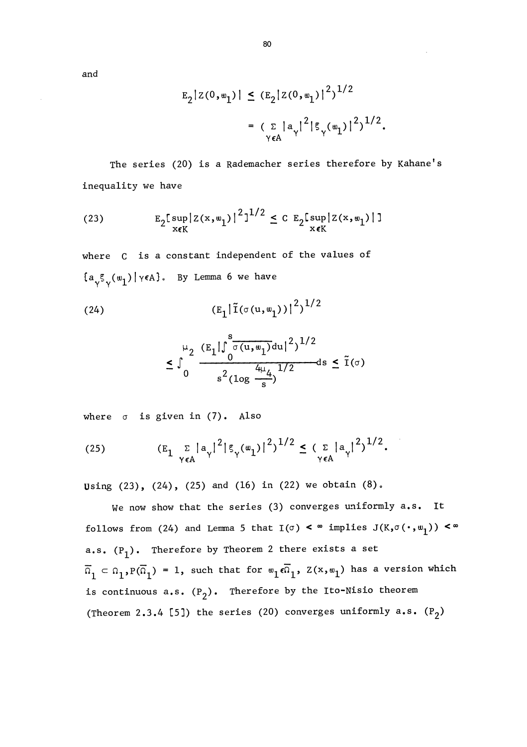and

$$E_2|Z(0,\omega_1)| \le (E_2|Z(0,\omega_1)|^2)^{1/2}$$
$$= (\sum_{\gamma\in A} |a_\gamma|^2|\xi_\gamma(\omega_1)|^2)^{1/2}.$$

The series (20) is a Rademacher series therefore by Kahane's inequality we have

$$(23) \qquad E_2[\sup_{x\in K}|Z(x,\omega_1)|^2]^{1/2} \le C\ E_2[\sup_{x\in K}|Z(x,\omega_1)|]$$

where $C$ is a constant independent of the values of $\{a_\gamma \xi_\gamma(\omega_1) | \gamma\in A\}$. By Lemma 6 we have

$$(24) \qquad (E_1|\tilde{I}(\sigma(u,\omega_1))|^2)^{1/2}$$

$$\le \int_0^{\mu_2} \frac{(E_1|\int_0^s \overline{\sigma(u,\omega_1)}du|^2)^{1/2}}{s^2(\log \frac{4\mu_4}{s})^{1/2}} ds \le \tilde{I}(\sigma)$$

where $\sigma$ is given in (7). Also

$$(25) \qquad (E_1 \sum_{\gamma\in A} |a_\gamma|^2|\xi_\gamma(\omega_1)|^2)^{1/2} \le (\sum_{\gamma\in A}|a_\gamma|^2)^{1/2}.$$

Using (23), (24), (25) and (16) in (22) we obtain (8).

We now show that the series (3) converges uniformly a.s. It follows from (24) and Lemma 5 that $I(\sigma) < \infty$ implies $J(K,\sigma(\cdot,\omega_1)) < \infty$ a.s. $(P_1)$. Therefore by Theorem 2 there exists a set $\overline{\Omega}_1 \subset \Omega_1, P(\overline{\Omega}_1) = 1$, such that for $\omega_1 \in \overline{\Omega}_1$, $Z(x,\omega_1)$ has a version which is continuous a.s. $(P_2)$. Therefore by the Ito-Nisio theorem (Theorem 2.3.4 [5]) the series (20) converges uniformly a.s. $(P_2)$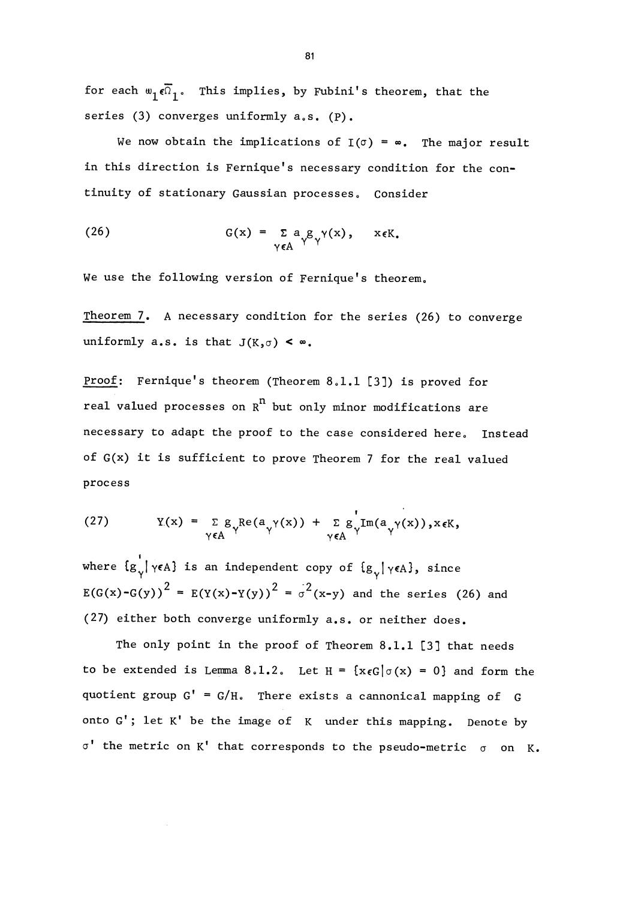for each $\omega_1 \epsilon \bar{\Omega}_1$. This implies, by Fubini's theorem, that the series (3) converges uniformly a.s. (P).

We now obtain the implications of $I(\sigma) = \infty$. The major result in this direction is Fernique's necessary condition for the continuity of stationary Gaussian processes. Consider

$$
(26) \qquad G(x) = \sum_{\gamma \epsilon A} a_\gamma g_\gamma \gamma(x), \quad x \epsilon K.
$$

We use the following version of Fernique's theorem.

Theorem 7. A necessary condition for the series (26) to converge uniformly a.s. is that $J(K,\sigma) < \infty$.

Proof: Fernique's theorem (Theorem 8.1.1 [3]) is proved for real valued processes on $R^n$ but only minor modifications are necessary to adapt the proof to the case considered here. Instead of $G(x)$ it is sufficient to prove Theorem 7 for the real valued process

$$
(27) \qquad Y(x) = \sum_{\gamma \epsilon A} g_\gamma \mathrm{Re}(a_\gamma \gamma(x)) + \sum_{\gamma \epsilon A} g_\gamma' \mathrm{Im}(a_\gamma \gamma(x)), x \epsilon K,
$$

where $\{g_\gamma' | \gamma \epsilon A\}$ is an independent copy of $\{g_\gamma | \gamma \epsilon A\}$, since $E(G(x)-G(y))^2 = E(Y(x)-Y(y))^2 = \sigma^2(x-y)$ and the series (26) and (27) either both converge uniformly a.s. or neither does.

The only point in the proof of Theorem 8.1.1 [3] that needs to be extended is Lemma 8.1.2. Let $H = \{x \epsilon G | \sigma(x) = 0\}$ and form the quotient group $G' = G/H$. There exists a cannonical mapping of $G$ onto $G'$; let $K'$ be the image of $K$ under this mapping. Denote by $\sigma'$ the metric on $K'$ that corresponds to the pseudo-metric $\sigma$ on $K$.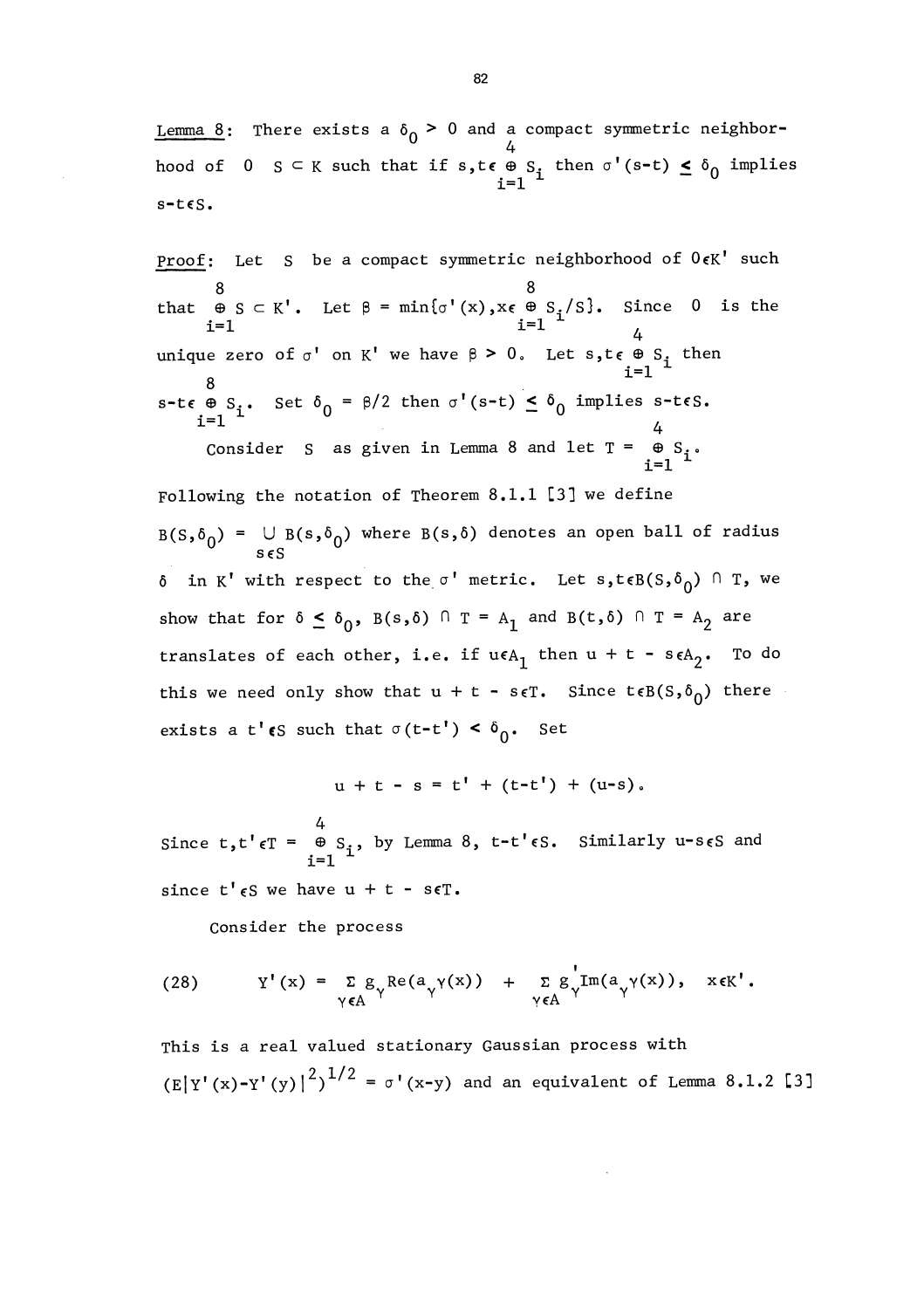Lemma 8: There exists a $\delta_0 > 0$ and a compact symmetric neighborhood of $0$ $S \subset K$ such that if $s,t \in \overset{4}{\underset{i=1}{\oplus}} S_i$ then $\sigma'(s-t) \leq \delta_0$ implies $s-t \in S$.

Proof: Let $S$ be a compact symmetric neighborhood of $0 \in K'$ such that $\overset{8}{\underset{i=1}{\oplus}} S \subset K'$. Let $\beta = \min\{\sigma'(x), x \in \overset{8}{\underset{i=1}{\oplus}} S_i / S\}$. Since $0$ is the unique zero of $\sigma'$ on $K'$ we have $\beta > 0$. Let $s,t \in \overset{4}{\underset{i=1}{\oplus}} S_i$ then $s-t \in \overset{8}{\underset{i=1}{\oplus}} S_i$. Set $\delta_0 = \beta/2$ then $\sigma'(s-t) \leq \delta_0$ implies $s-t \in S$.

Consider $S$ as given in Lemma 8 and let $T = \overset{4}{\underset{i=1}{\oplus}} S_i$. Following the notation of Theorem 8.1.1 [3] we define $B(S,\delta_0) = \underset{s \in S}{\cup} B(s,\delta_0)$ where $B(s,\delta)$ denotes an open ball of radius $\delta$ in $K'$ with respect to the $\sigma'$ metric. Let $s,t \in B(S,\delta_0) \cap T$, we show that for $\delta \leq \delta_0$, $B(s,\delta) \cap T = A_1$ and $B(t,\delta) \cap T = A_2$ are translates of each other, i.e. if $u \in A_1$ then $u + t - s \in A_2$. To do this we need only show that $u + t - s \in T$. Since $t \in B(S,\delta_0)$ there exists a $t' \in S$ such that $\sigma(t-t') < \delta_0$. Set

$$u + t - s = t' + (t-t') + (u-s).$$

Since $t,t' \in T = \overset{4}{\underset{i=1}{\oplus}} S_i$, by Lemma 8, $t-t' \in S$. Similarly $u-s \in S$ and since $t' \in S$ we have $u + t - s \in T$.

Consider the process

$$(28) \qquad Y'(x) = \sum_{\gamma \in A} g_\gamma \mathrm{Re}(a_\gamma \gamma(x)) + \sum_{\gamma \in A} g'_\gamma \mathrm{Im}(a_\gamma \gamma(x)), \quad x \in K'.$$

This is a real valued stationary Gaussian process with $(E|Y'(x)-Y'(y)|^2)^{1/2} = \sigma'(x-y)$ and an equivalent of Lemma 8.1.2 [3]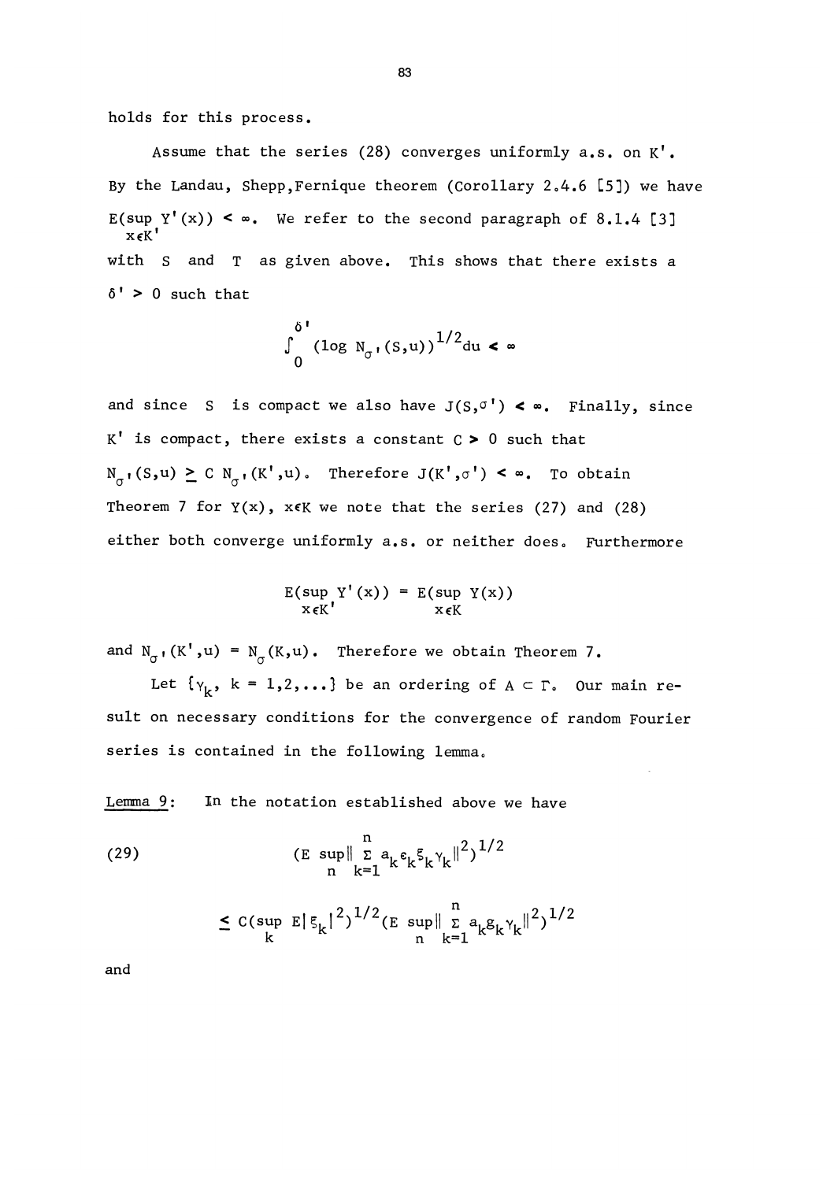holds for this process.

Assume that the series (28) converges uniformly a.s. on $K'$. By the Landau, Shepp, Fernique theorem (Corollary 2.4.6 [5]) we have $E(\sup_{x\in K'} Y'(x)) < \infty$. We refer to the second paragraph of 8.1.4 [3] with $S$ and $T$ as given above. This shows that there exists a $\delta' > 0$ such that

$$\int_0^{\delta'} (\log N_{\sigma'}(S,u))^{1/2} du < \infty$$

and since $S$ is compact we also have $J(S,\sigma') < \infty$. Finally, since $K'$ is compact, there exists a constant $C > 0$ such that $N_{\sigma'}(S,u) \geq C\, N_{\sigma'}(K',u)$. Therefore $J(K',\sigma') < \infty$. To obtain Theorem 7 for $Y(x)$, $x\in K$ we note that the series (27) and (28) either both converge uniformly a.s. or neither does. Furthermore

$$E(\sup_{x\in K'} Y'(x)) = E(\sup_{x\in K} Y(x))$$

and $N_{\sigma'}(K',u) = N_{\sigma}(K,u)$. Therefore we obtain Theorem 7.

Let $\{\gamma_k,\ k = 1,2,\ldots\}$ be an ordering of $A \subset \Gamma$. Our main result on necessary conditions for the convergence of random Fourier series is contained in the following lemma.

Lemma 9: In the notation established above we have

$$(29) \qquad (E \sup_n \|\sum_{k=1}^{n} a_k \epsilon_k \xi_k \gamma_k\|^2)^{1/2}$$

$$\leq C(\sup_k E|\xi_k|^2)^{1/2} (E \sup_n \|\sum_{k=1}^{n} a_k g_k \gamma_k\|^2)^{1/2}$$

and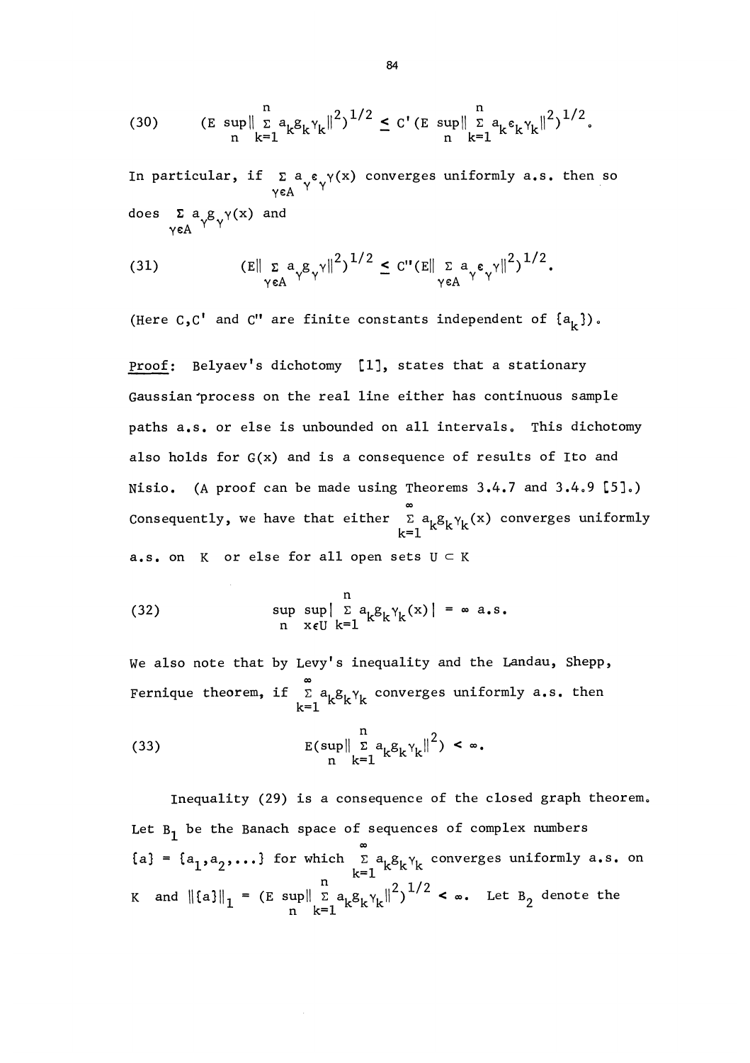$$(30) \qquad (E \sup_n \| \sum_{k=1}^{n} a_k g_k \gamma_k \|^2)^{1/2} \le C' (E \sup_n \| \sum_{k=1}^{n} a_k \varepsilon_k \gamma_k \|^2)^{1/2}.$$

In particular, if $\sum_{\gamma \in A} a_\gamma \varepsilon_\gamma \gamma(x)$ converges uniformly a.s. then so does $\sum_{\gamma \in A} a_\gamma g_\gamma \gamma(x)$ and

$$(31) \qquad (E\| \sum_{\gamma \in A} a_\gamma g_\gamma \gamma \|^2)^{1/2} \le C''(E\| \sum_{\gamma \in A} a_\gamma \varepsilon_\gamma \gamma \|^2)^{1/2}.$$

(Here $C, C'$ and $C''$ are finite constants independent of $\{a_k\}$).

Proof: Belyaev's dichotomy [1], states that a stationary Gaussian process on the real line either has continuous sample paths a.s. or else is unbounded on all intervals. This dichotomy also holds for $G(x)$ and is a consequence of results of Ito and Nisio. (A proof can be made using Theorems 3.4.7 and 3.4.9 [5].) Consequently, we have that either $\sum_{k=1}^{\infty} a_k g_k \gamma_k(x)$ converges uniformly a.s. on $K$ or else for all open sets $U \subset K$

$$(32) \qquad \sup_n \sup_{x \in U} | \sum_{k=1}^{n} a_k g_k \gamma_k(x) | = \infty \text{ a.s.}$$

We also note that by Levy's inequality and the Landau, Shepp, Fernique theorem, if $\sum_{k=1}^{\infty} a_k g_k \gamma_k$ converges uniformly a.s. then

$$(33) \qquad E(\sup_n \| \sum_{k=1}^{n} a_k g_k \gamma_k \|^2) < \infty.$$

Inequality (29) is a consequence of the closed graph theorem. Let $B_1$ be the Banach space of sequences of complex numbers $\{a\} = \{a_1, a_2, \ldots\}$ for which $\sum_{k=1}^{\infty} a_k g_k \gamma_k$ converges uniformly a.s. on $K$ and $\|\{a\}\|_1 = (E \sup_n \| \sum_{k=1}^{n} a_k g_k \gamma_k \|^2)^{1/2} < \infty$. Let $B_2$ denote the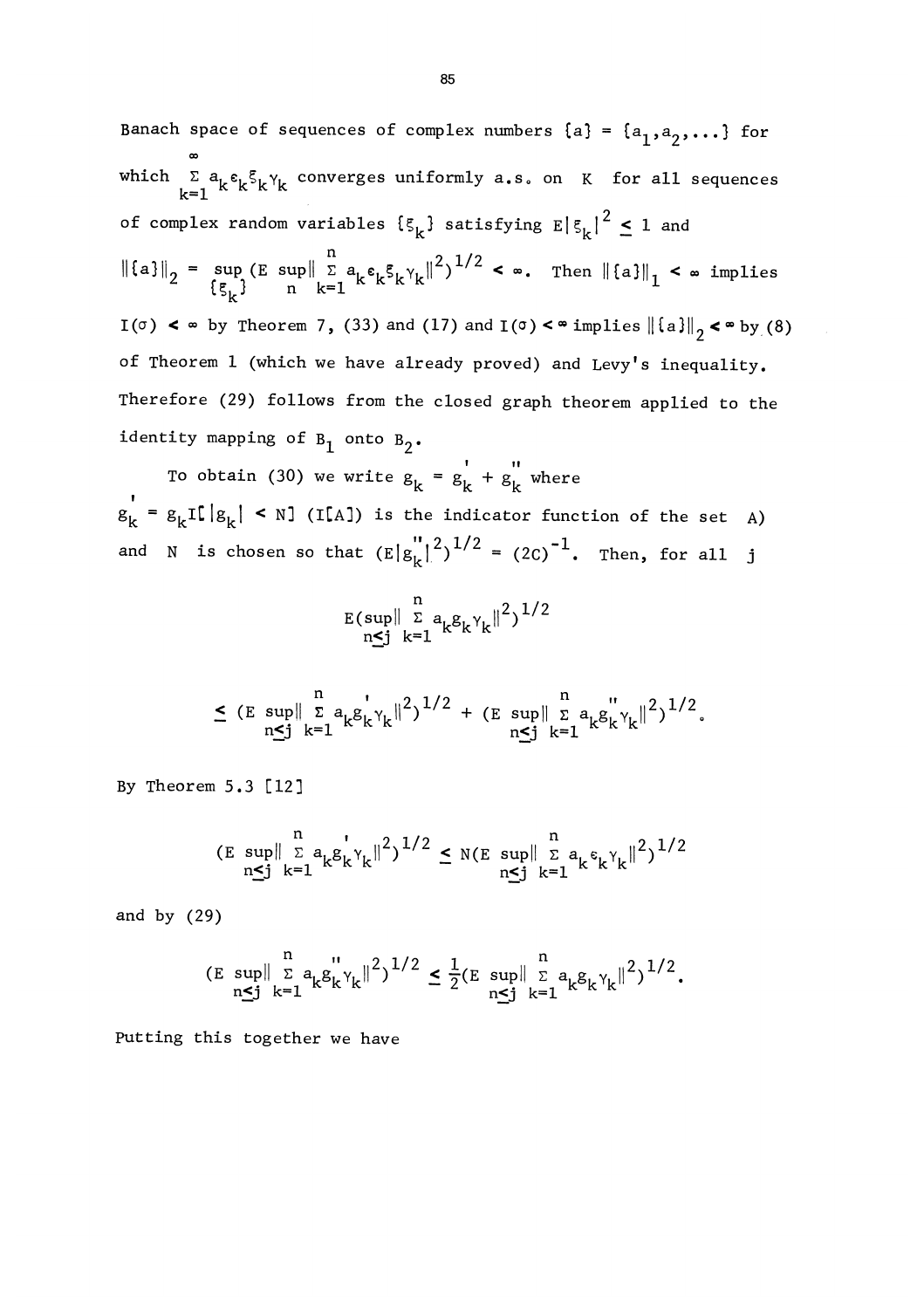Banach space of sequences of complex numbers $\{a\} = \{a_1, a_2, \ldots\}$ for which $\sum_{k=1}^{\infty} a_k \epsilon_k \xi_k \gamma_k$ converges uniformly a.s. on $K$ for all sequences of complex random variables $\{\xi_k\}$ satisfying $E|\xi_k|^2 \leq 1$ and $\|\{a\}\|_2 = \sup_{\{\xi_k\}} (E \sup_n \|\sum_{k=1}^{n} a_k \epsilon_k \xi_k \gamma_k\|^2)^{1/2} < \infty$. Then $\|\{a\}\|_1 < \infty$ implies $I(\sigma) < \infty$ by Theorem 7, (33) and (17) and $I(\sigma) < \infty$ implies $\|\{a\}\|_2 < \infty$ by (8) of Theorem 1 (which we have already proved) and Levy's inequality. Therefore (29) follows from the closed graph theorem applied to the identity mapping of $B_1$ onto $B_2$.

To obtain (30) we write $g_k = g_k' + g_k''$ where $g_k' = g_k I[|g_k| < N]$ ($I[A]$) is the indicator function of the set $A$) and $N$ is chosen so that $(E|g_k''|^2)^{1/2} = (2C)^{-1}$. Then, for all $j$

$$E(\sup_{n \leq j} \|\sum_{k=1}^{n} a_k g_k \gamma_k\|^2)^{1/2}$$

$$\leq (E \sup_{n \leq j} \|\sum_{k=1}^{n} a_k g_k' \gamma_k\|^2)^{1/2} + (E \sup_{n \leq j} \|\sum_{k=1}^{n} a_k g_k'' \gamma_k\|^2)^{1/2}.$$

By Theorem 5.3 [12]

$$(E \sup_{n \leq j} \|\sum_{k=1}^{n} a_k g_k' \gamma_k\|^2)^{1/2} \leq N(E \sup_{n \leq j} \|\sum_{k=1}^{n} a_k \epsilon_k \gamma_k\|^2)^{1/2}$$

and by (29)

$$(E \sup_{n \leq j} \|\sum_{k=1}^{n} a_k g_k'' \gamma_k\|^2)^{1/2} \leq \frac{1}{2}(E \sup_{n \leq j} \|\sum_{k=1}^{n} a_k g_k \gamma_k\|^2)^{1/2}.$$

Putting this together we have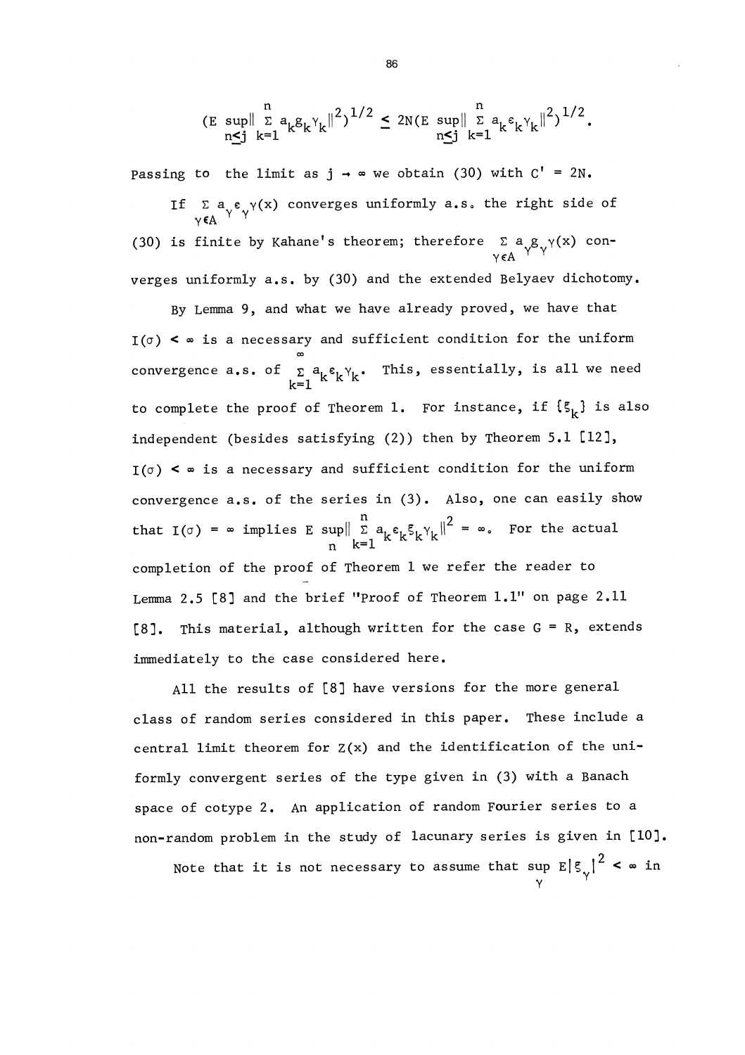$$(E \sup_{n \leq j} \| \sum_{k=1}^{n} a_k g_k \gamma_k \|^2)^{1/2} \leq 2N(E \sup_{n \leq j} \| \sum_{k=1}^{n} a_k \epsilon_k \gamma_k \|^2)^{1/2}.$$

Passing to the limit as $j \to \infty$ we obtain (30) with $C' = 2N$.

If $\sum_{\gamma \in A} a_\gamma \epsilon_\gamma \gamma(x)$ converges uniformly a.s. the right side of (30) is finite by Kahane's theorem; therefore $\sum_{\gamma \in A} a_\gamma g_\gamma \gamma(x)$ converges uniformly a.s. by (30) and the extended Belyaev dichotomy.

By Lemma 9, and what we have already proved, we have that $I(\sigma) < \infty$ is a necessary and sufficient condition for the uniform convergence a.s. of $\sum_{k=1}^{\infty} a_k \epsilon_k \gamma_k$. This, essentially, is all we need to complete the proof of Theorem 1. For instance, if $\{\xi_k\}$ is also independent (besides satisfying (2)) then by Theorem 5.1 [12], $I(\sigma) < \infty$ is a necessary and sufficient condition for the uniform convergence a.s. of the series in (3). Also, one can easily show that $I(\sigma) = \infty$ implies $E \sup_n \| \sum_{k=1}^{n} a_k \epsilon_k \xi_k \gamma_k \|^2 = \infty$. For the actual completion of the proof of Theorem 1 we refer the reader to Lemma 2.5 [8] and the brief "Proof of Theorem 1.1" on page 2.11 [8]. This material, although written for the case $G = R$, extends immediately to the case considered here.

All the results of [8] have versions for the more general class of random series considered in this paper. These include a central limit theorem for $Z(x)$ and the identification of the uniformly convergent series of the type given in (3) with a Banach space of cotype 2. An application of random Fourier series to a non-random problem in the study of lacunary series is given in [10].

Note that it is not necessary to assume that $\sup_\gamma E|\xi_\gamma|^2 < \infty$ in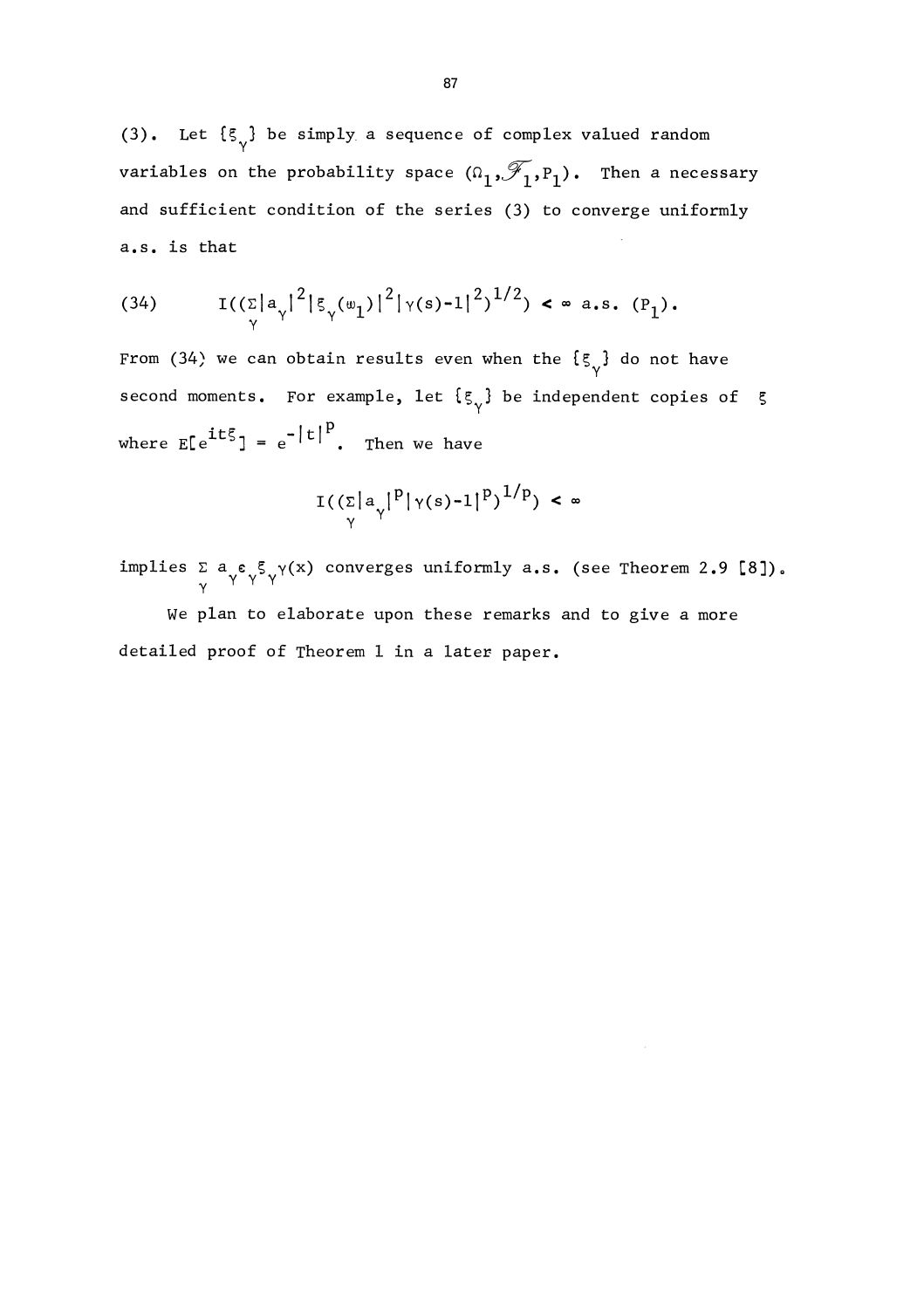(3). Let $\{\xi_\gamma\}$ be simply a sequence of complex valued random variables on the probability space $(\Omega_1, \mathscr{F}_1, P_1)$. Then a necessary and sufficient condition of the series (3) to converge uniformly a.s. is that

$$(34) \qquad I((\sum_\gamma |a_\gamma|^2 |\xi_\gamma(\omega_1)|^2 |\gamma(s)-1|^2)^{1/2}) < \infty \text{ a.s. } (P_1).$$

From (34) we can obtain results even when the $\{\xi_\gamma\}$ do not have second moments. For example, let $\{\xi_\gamma\}$ be independent copies of $\xi$ where $E[e^{it\xi}] = e^{-|t|^p}$. Then we have

$$I((\sum_\gamma |a_\gamma|^p |\gamma(s)-1|^p)^{1/p}) < \infty$$

implies $\sum_\gamma a_\gamma \varepsilon_\gamma \xi_\gamma \gamma(x)$ converges uniformly a.s. (see Theorem 2.9 [8]).

We plan to elaborate upon these remarks and to give a more detailed proof of Theorem 1 in a later paper.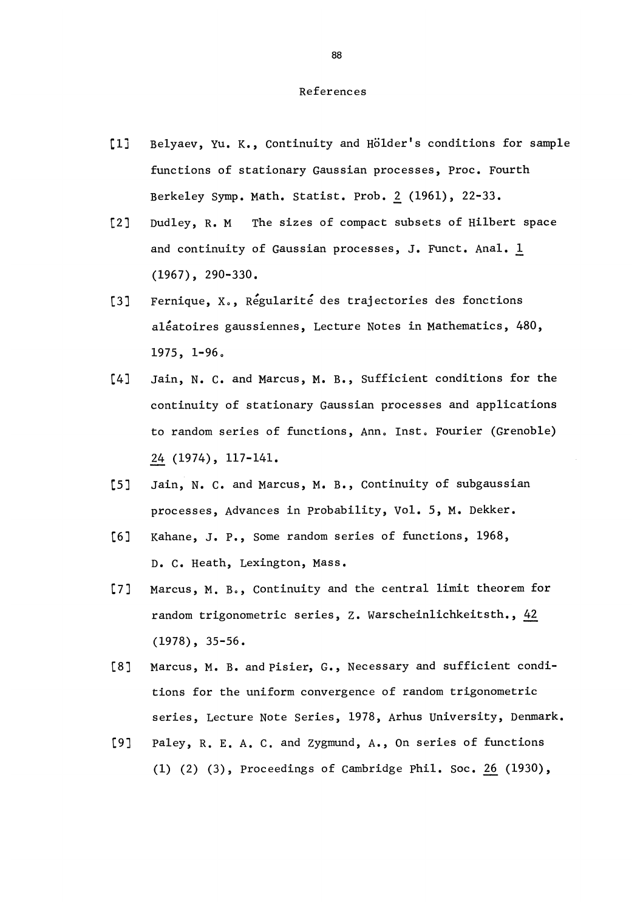# References

[1] Belyaev, Yu. K., Continuity and Hölder's conditions for sample functions of stationary Gaussian processes, Proc. Fourth Berkeley Symp. Math. Statist. Prob. 2 (1961), 22-33.

[2] Dudley, R. M The sizes of compact subsets of Hilbert space and continuity of Gaussian processes, J. Funct. Anal. 1 (1967), 290-330.

[3] Fernique, X., Régularité des trajectories des fonctions aléatoires gaussiennes, Lecture Notes in Mathematics, 480, 1975, 1-96.

[4] Jain, N. C. and Marcus, M. B., Sufficient conditions for the continuity of stationary Gaussian processes and applications to random series of functions, Ann. Inst. Fourier (Grenoble) 24 (1974), 117-141.

[5] Jain, N. C. and Marcus, M. B., Continuity of subgaussian processes, Advances in Probability, Vol. 5, M. Dekker.

[6] Kahane, J. P., Some random series of functions, 1968, D. C. Heath, Lexington, Mass.

[7] Marcus, M. B., Continuity and the central limit theorem for random trigonometric series, Z. Warscheinlichkeitsth., 42 (1978), 35-56.

[8] Marcus, M. B. and Pisier, G., Necessary and sufficient conditions for the uniform convergence of random trigonometric series, Lecture Note Series, 1978, Arhus University, Denmark.

[9] Paley, R. E. A. C. and Zygmund, A., On series of functions (1) (2) (3), Proceedings of Cambridge Phil. Soc. 26 (1930),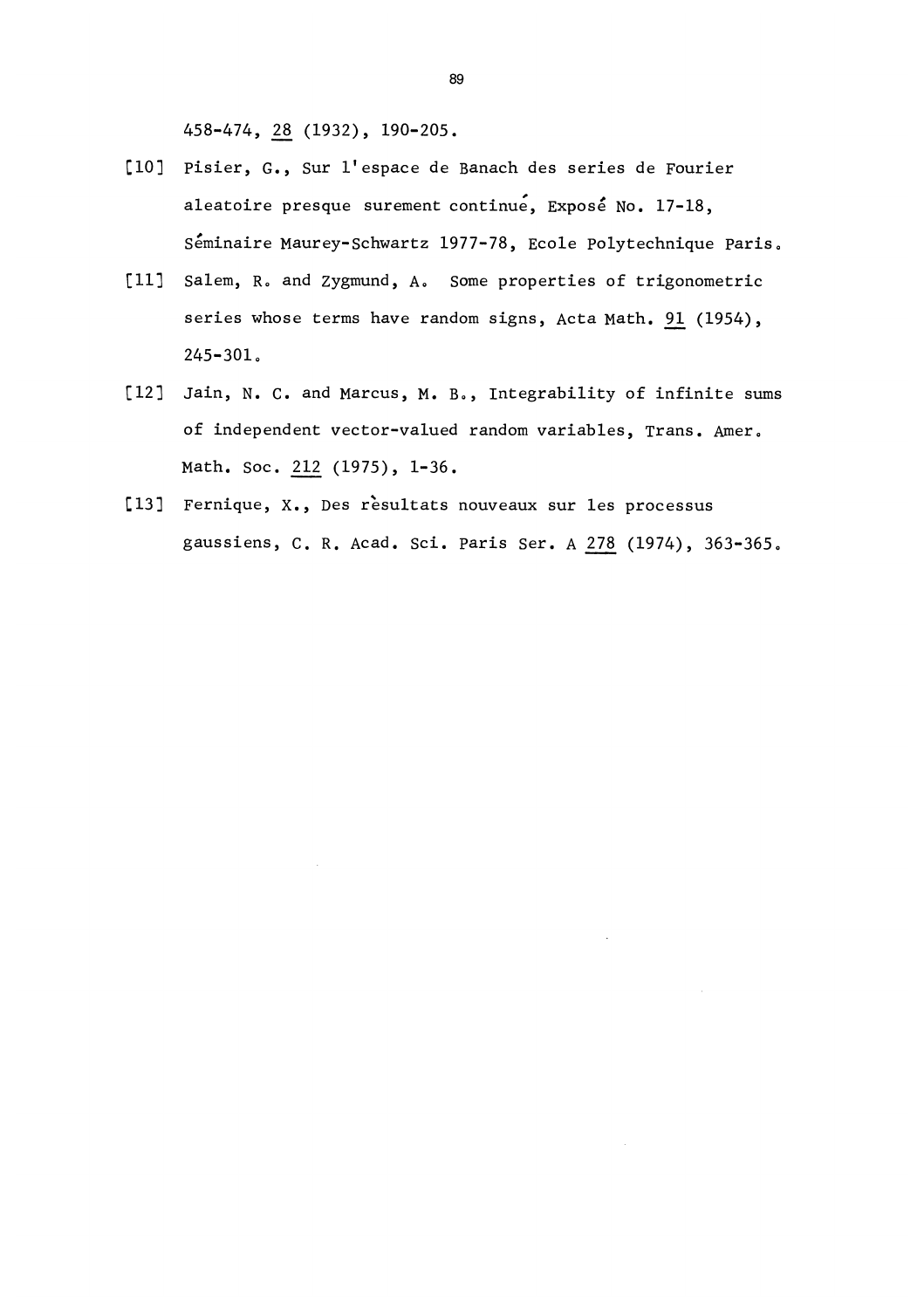458-474, 28 (1932), 190-205.

[10] Pisier, G., Sur l'espace de Banach des series de Fourier aleatoire presque surement continué, Exposé No. 17-18, Séminaire Maurey-Schwartz 1977-78, Ecole Polytechnique Paris.

[11] Salem, R. and Zygmund, A. Some properties of trigonometric series whose terms have random signs, Acta Math. 91 (1954), 245-301.

[12] Jain, N. C. and Marcus, M. B., Integrability of infinite sums of independent vector-valued random variables, Trans. Amer. Math. Soc. 212 (1975), 1-36.

[13] Fernique, X., Des rèsultats nouveaux sur les processus gaussiens, C. R. Acad. Sci. Paris Ser. A 278 (1974), 363-365.